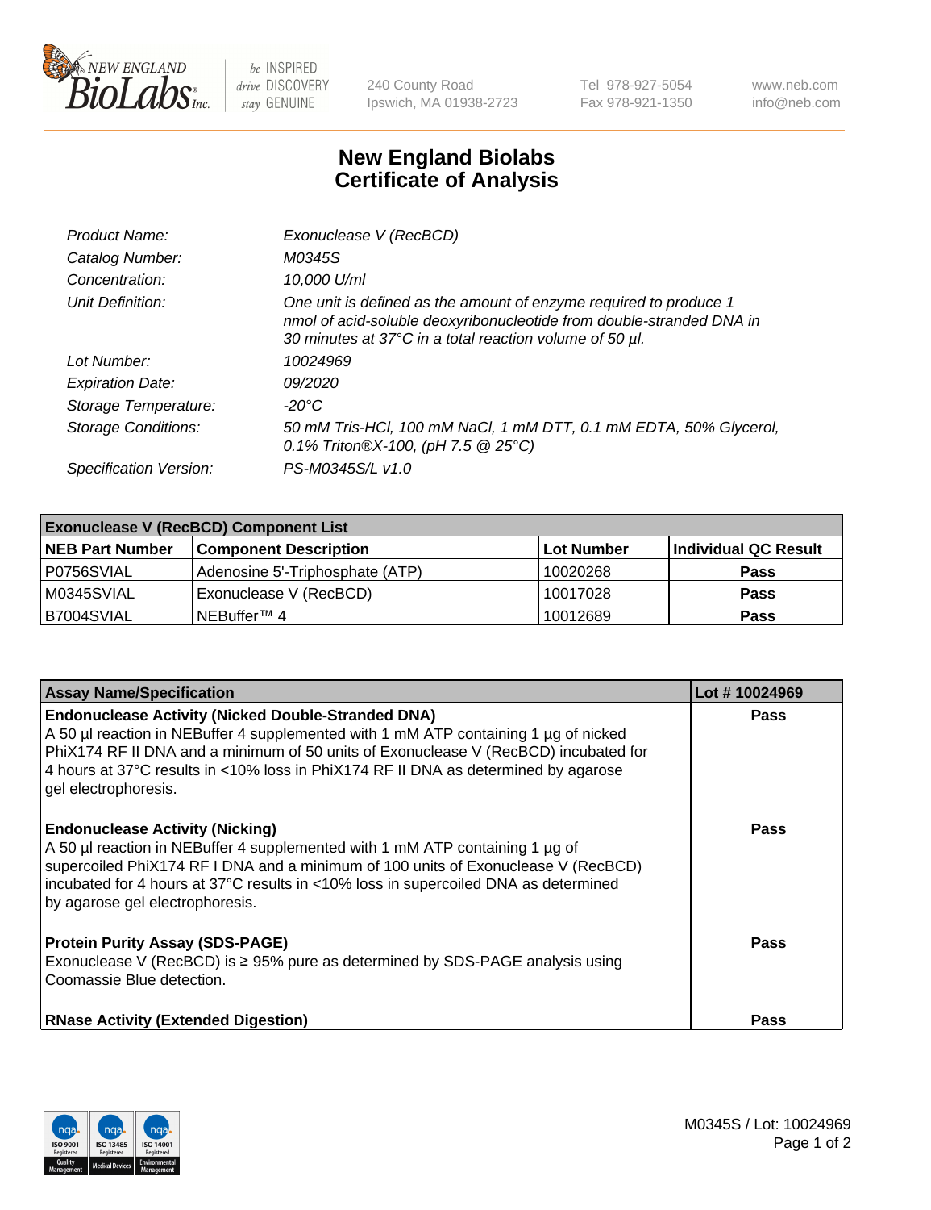# New England Biolabs Certificate of Analysis

| | |
|---|---|
| *Product Name:* | *Exonuclease V (RecBCD)* |
| *Catalog Number:* | *M0345S* |
| *Concentration:* | *10,000 U/ml* |
| *Unit Definition:* | *One unit is defined as the amount of enzyme required to produce 1 nmol of acid-soluble deoxyribonucleotide from double-stranded DNA in 30 minutes at 37°C in a total reaction volume of 50 µl.* |
| *Lot Number:* | *10024969* |
| *Expiration Date:* | *09/2020* |
| *Storage Temperature:* | *-20°C* |
| *Storage Conditions:* | *50 mM Tris-HCl, 100 mM NaCl, 1 mM DTT, 0.1 mM EDTA, 50% Glycerol, 0.1% Triton®X-100, (pH 7.5 @ 25°C)* |
| *Specification Version:* | *PS-M0345S/L v1.0* |

| Exonuclease V (RecBCD) Component List | | | |
|---|---|---|---|
| **NEB Part Number** | **Component Description** | **Lot Number** | **Individual QC Result** |
| P0756SVIAL | Adenosine 5'-Triphosphate (ATP) | 10020268 | **Pass** |
| M0345SVIAL | Exonuclease V (RecBCD) | 10017028 | **Pass** |
| B7004SVIAL | NEBuffer™ 4 | 10012689 | **Pass** |

| Assay Name/Specification | Lot # 10024969 |
|---|---|
| **Endonuclease Activity (Nicked Double-Stranded DNA)** A 50 µl reaction in NEBuffer 4 supplemented with 1 mM ATP containing 1 µg of nicked PhiX174 RF II DNA and a minimum of 50 units of Exonuclease V (RecBCD) incubated for 4 hours at 37°C results in <10% loss in PhiX174 RF II DNA as determined by agarose gel electrophoresis. | **Pass** |
| **Endonuclease Activity (Nicking)** A 50 µl reaction in NEBuffer 4 supplemented with 1 mM ATP containing 1 µg of supercoiled PhiX174 RF I DNA and a minimum of 100 units of Exonuclease V (RecBCD) incubated for 4 hours at 37°C results in <10% loss in supercoiled DNA as determined by agarose gel electrophoresis. | **Pass** |
| **Protein Purity Assay (SDS-PAGE)** Exonuclease V (RecBCD) is ≥ 95% pure as determined by SDS-PAGE analysis using Coomassie Blue detection. | **Pass** |
| **RNase Activity (Extended Digestion)** | **Pass** |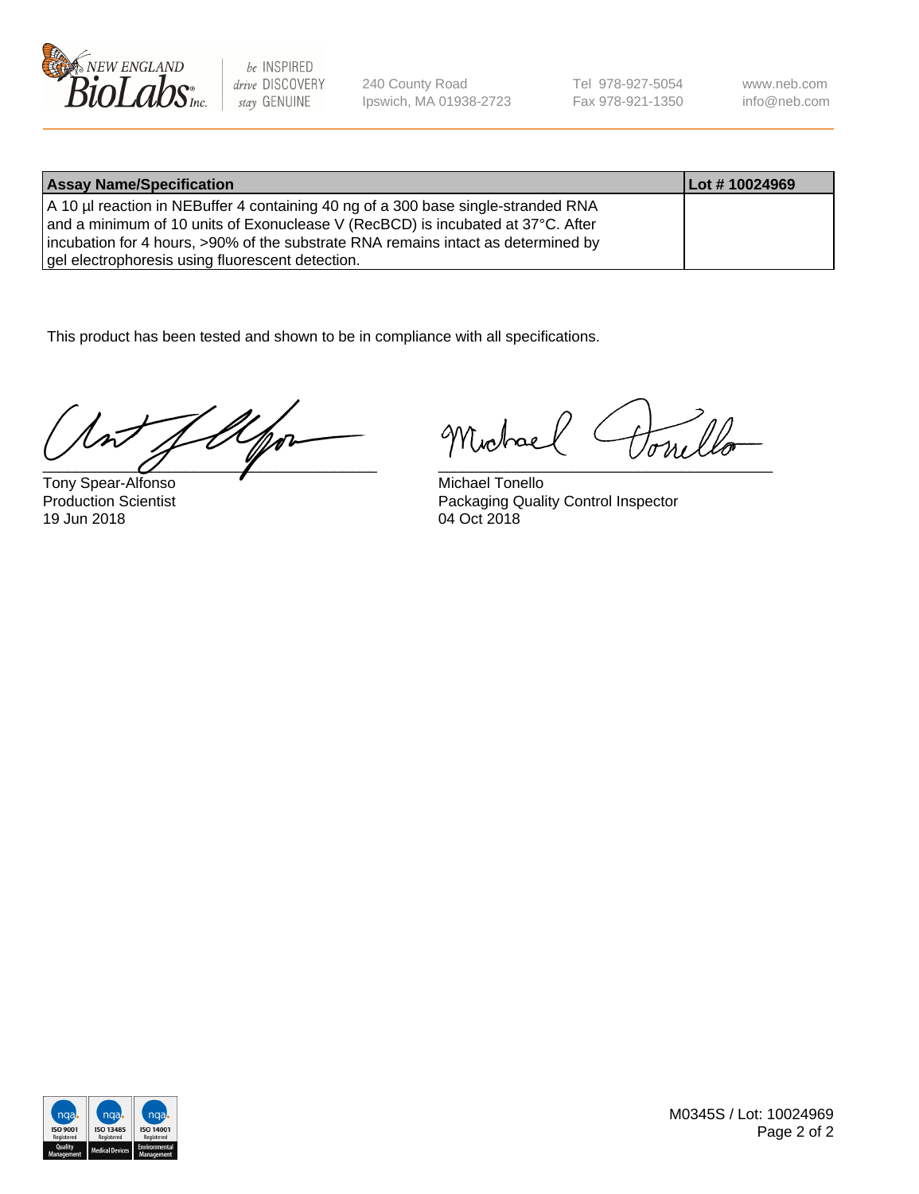| Assay Name/Specification | Lot # 10024969 |
| --- | --- |
| A 10 µl reaction in NEBuffer 4 containing 40 ng of a 300 base single-stranded RNA and a minimum of 10 units of Exonuclease V (RecBCD) is incubated at 37°C. After incubation for 4 hours, >90% of the substrate RNA remains intact as determined by gel electrophoresis using fluorescent detection. | |

This product has been tested and shown to be in compliance with all specifications.

Tony Spear-Alfonso
Production Scientist
19 Jun 2018

Michael Tonello
Packaging Quality Control Inspector
04 Oct 2018

M0345S / Lot: 10024969